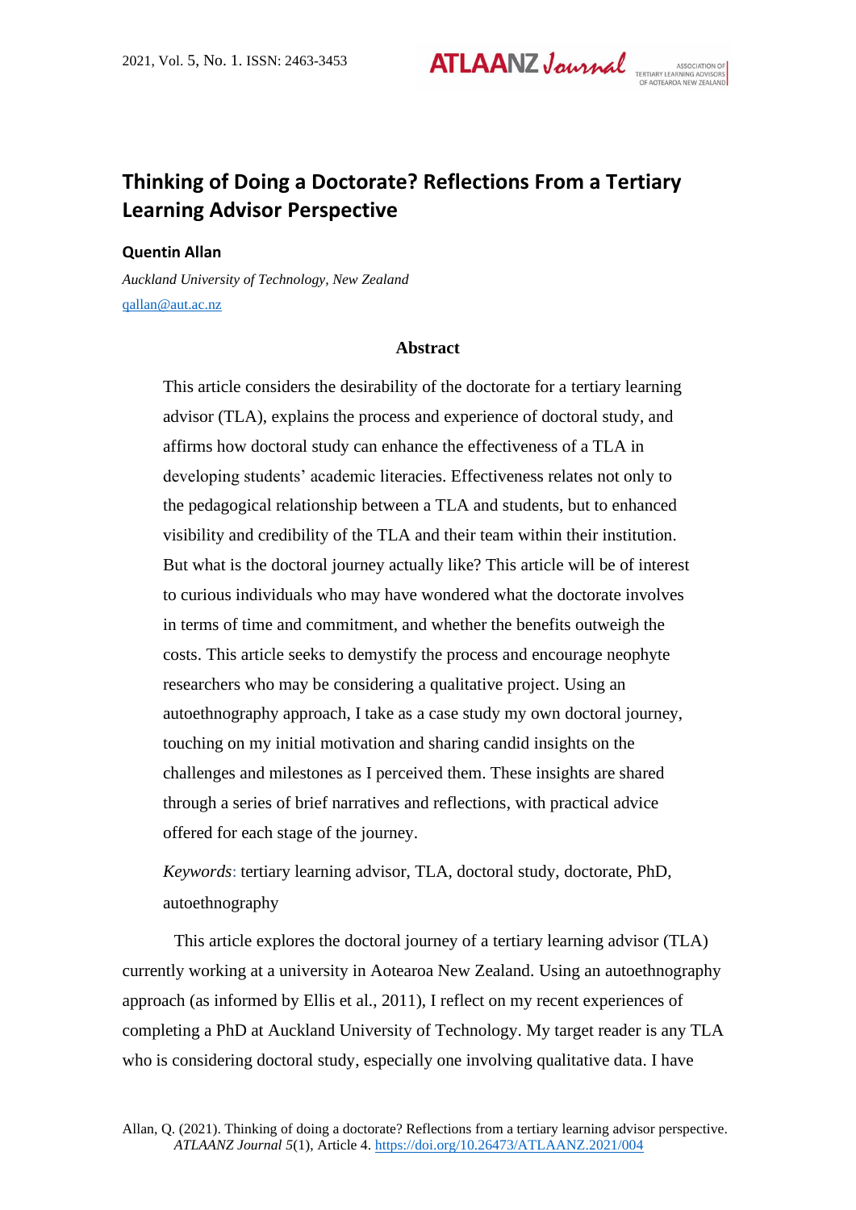# Thinking of Doing a Doctorate? Reflections From a Tertiary Learning Advisor Perspective

**Quentin Allan**

*Auckland University of Technology, New Zealand*

qallan@aut.ac.nz

## Abstract

This article considers the desirability of the doctorate for a tertiary learning advisor (TLA), explains the process and experience of doctoral study, and affirms how doctoral study can enhance the effectiveness of a TLA in developing students' academic literacies. Effectiveness relates not only to the pedagogical relationship between a TLA and students, but to enhanced visibility and credibility of the TLA and their team within their institution. But what is the doctoral journey actually like? This article will be of interest to curious individuals who may have wondered what the doctorate involves in terms of time and commitment, and whether the benefits outweigh the costs. This article seeks to demystify the process and encourage neophyte researchers who may be considering a qualitative project. Using an autoethnography approach, I take as a case study my own doctoral journey, touching on my initial motivation and sharing candid insights on the challenges and milestones as I perceived them. These insights are shared through a series of brief narratives and reflections, with practical advice offered for each stage of the journey.

*Keywords*: tertiary learning advisor, TLA, doctoral study, doctorate, PhD, autoethnography

This article explores the doctoral journey of a tertiary learning advisor (TLA) currently working at a university in Aotearoa New Zealand. Using an autoethnography approach (as informed by Ellis et al., 2011), I reflect on my recent experiences of completing a PhD at Auckland University of Technology. My target reader is any TLA who is considering doctoral study, especially one involving qualitative data. I have

Allan, Q. (2021). Thinking of doing a doctorate? Reflections from a tertiary learning advisor perspective. *ATLAANZ Journal 5*(1), Article 4. https://doi.org/10.26473/ATLAANZ.2021/004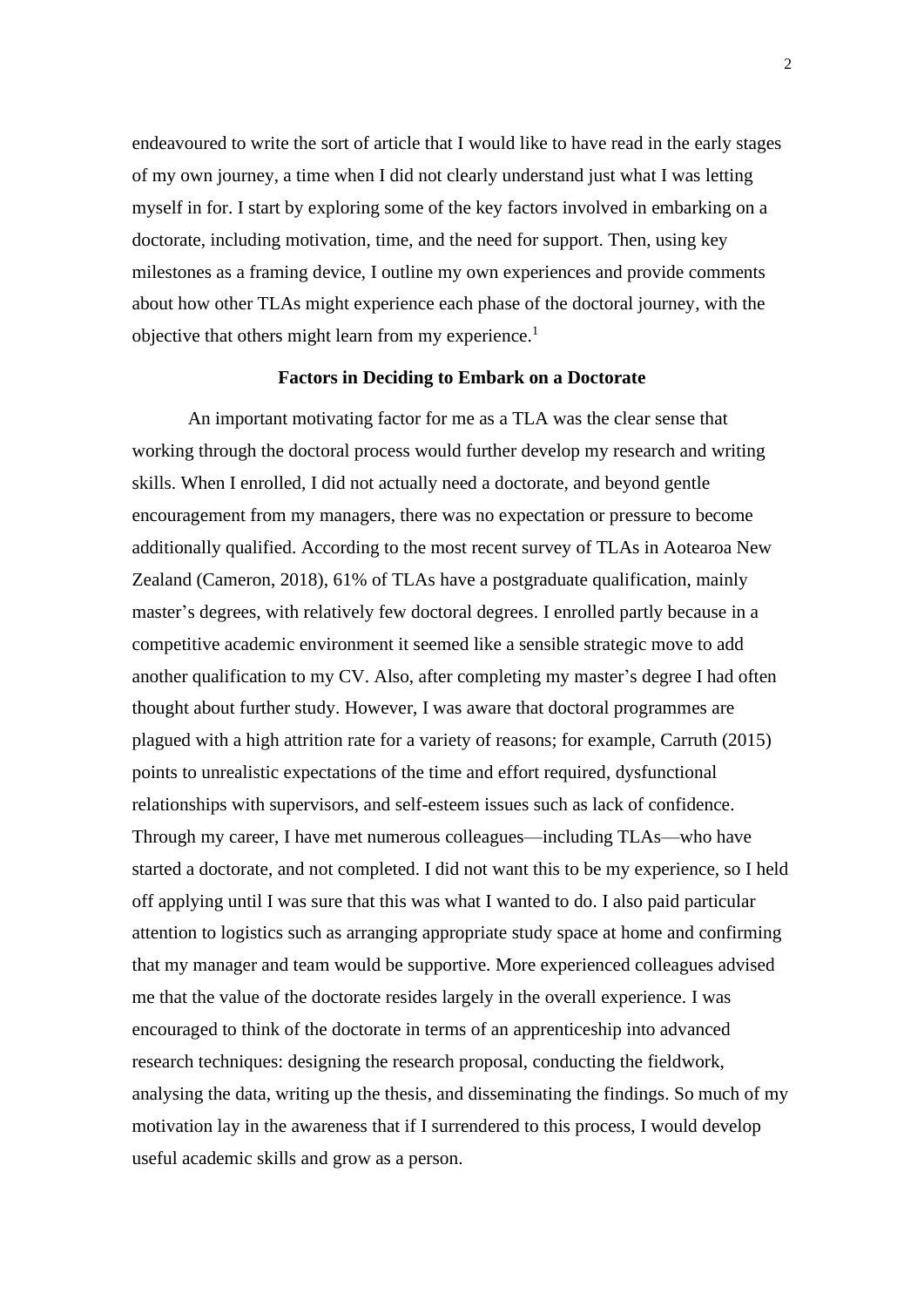endeavoured to write the sort of article that I would like to have read in the early stages of my own journey, a time when I did not clearly understand just what I was letting myself in for. I start by exploring some of the key factors involved in embarking on a doctorate, including motivation, time, and the need for support. Then, using key milestones as a framing device, I outline my own experiences and provide comments about how other TLAs might experience each phase of the doctoral journey, with the objective that others might learn from my experience.[1]

## Factors in Deciding to Embark on a Doctorate

An important motivating factor for me as a TLA was the clear sense that working through the doctoral process would further develop my research and writing skills. When I enrolled, I did not actually need a doctorate, and beyond gentle encouragement from my managers, there was no expectation or pressure to become additionally qualified. According to the most recent survey of TLAs in Aotearoa New Zealand (Cameron, 2018), 61% of TLAs have a postgraduate qualification, mainly master's degrees, with relatively few doctoral degrees. I enrolled partly because in a competitive academic environment it seemed like a sensible strategic move to add another qualification to my CV. Also, after completing my master's degree I had often thought about further study. However, I was aware that doctoral programmes are plagued with a high attrition rate for a variety of reasons; for example, Carruth (2015) points to unrealistic expectations of the time and effort required, dysfunctional relationships with supervisors, and self-esteem issues such as lack of confidence. Through my career, I have met numerous colleagues—including TLAs—who have started a doctorate, and not completed. I did not want this to be my experience, so I held off applying until I was sure that this was what I wanted to do. I also paid particular attention to logistics such as arranging appropriate study space at home and confirming that my manager and team would be supportive. More experienced colleagues advised me that the value of the doctorate resides largely in the overall experience. I was encouraged to think of the doctorate in terms of an apprenticeship into advanced research techniques: designing the research proposal, conducting the fieldwork, analysing the data, writing up the thesis, and disseminating the findings. So much of my motivation lay in the awareness that if I surrendered to this process, I would develop useful academic skills and grow as a person.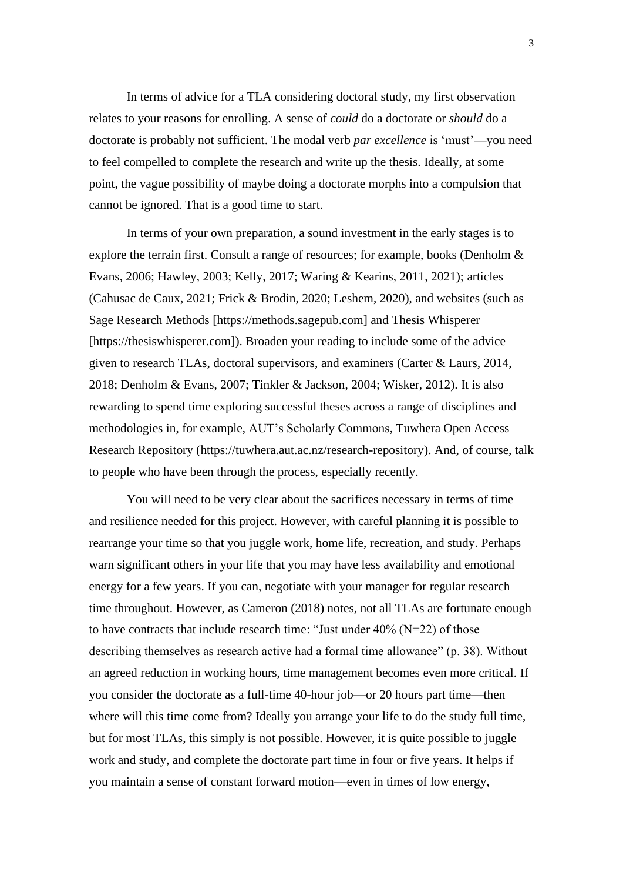In terms of advice for a TLA considering doctoral study, my first observation relates to your reasons for enrolling. A sense of *could* do a doctorate or *should* do a doctorate is probably not sufficient. The modal verb *par excellence* is 'must'—you need to feel compelled to complete the research and write up the thesis. Ideally, at some point, the vague possibility of maybe doing a doctorate morphs into a compulsion that cannot be ignored. That is a good time to start.

In terms of your own preparation, a sound investment in the early stages is to explore the terrain first. Consult a range of resources; for example, books (Denholm & Evans, 2006; Hawley, 2003; Kelly, 2017; Waring & Kearins, 2011, 2021); articles (Cahusac de Caux, 2021; Frick & Brodin, 2020; Leshem, 2020), and websites (such as Sage Research Methods [https://methods.sagepub.com] and Thesis Whisperer [https://thesiswhisperer.com]). Broaden your reading to include some of the advice given to research TLAs, doctoral supervisors, and examiners (Carter & Laurs, 2014, 2018; Denholm & Evans, 2007; Tinkler & Jackson, 2004; Wisker, 2012). It is also rewarding to spend time exploring successful theses across a range of disciplines and methodologies in, for example, AUT's Scholarly Commons, Tuwhera Open Access Research Repository (https://tuwhera.aut.ac.nz/research-repository). And, of course, talk to people who have been through the process, especially recently.

You will need to be very clear about the sacrifices necessary in terms of time and resilience needed for this project. However, with careful planning it is possible to rearrange your time so that you juggle work, home life, recreation, and study. Perhaps warn significant others in your life that you may have less availability and emotional energy for a few years. If you can, negotiate with your manager for regular research time throughout. However, as Cameron (2018) notes, not all TLAs are fortunate enough to have contracts that include research time: "Just under 40% (N=22) of those describing themselves as research active had a formal time allowance" (p. 38). Without an agreed reduction in working hours, time management becomes even more critical. If you consider the doctorate as a full-time 40-hour job—or 20 hours part time—then where will this time come from? Ideally you arrange your life to do the study full time, but for most TLAs, this simply is not possible. However, it is quite possible to juggle work and study, and complete the doctorate part time in four or five years. It helps if you maintain a sense of constant forward motion—even in times of low energy,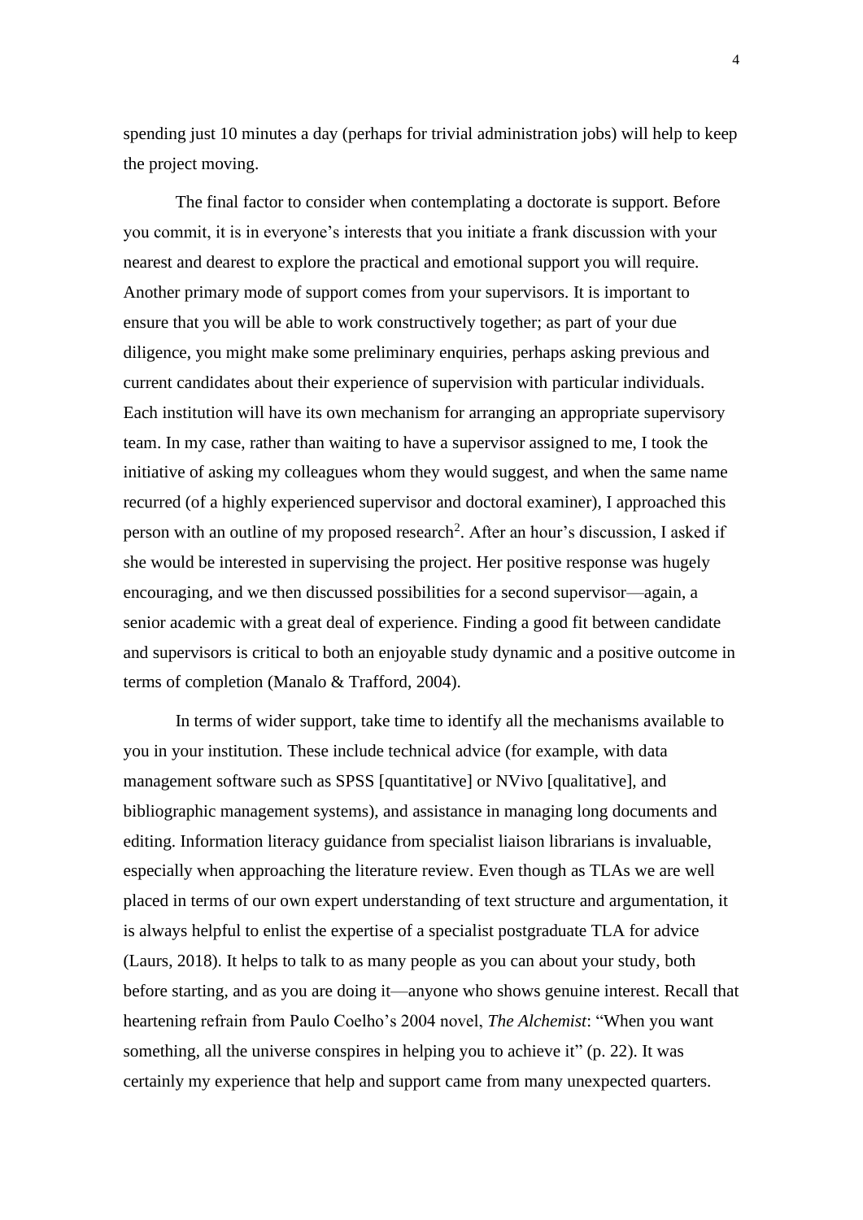spending just 10 minutes a day (perhaps for trivial administration jobs) will help to keep the project moving.

The final factor to consider when contemplating a doctorate is support. Before you commit, it is in everyone's interests that you initiate a frank discussion with your nearest and dearest to explore the practical and emotional support you will require. Another primary mode of support comes from your supervisors. It is important to ensure that you will be able to work constructively together; as part of your due diligence, you might make some preliminary enquiries, perhaps asking previous and current candidates about their experience of supervision with particular individuals. Each institution will have its own mechanism for arranging an appropriate supervisory team. In my case, rather than waiting to have a supervisor assigned to me, I took the initiative of asking my colleagues whom they would suggest, and when the same name recurred (of a highly experienced supervisor and doctoral examiner), I approached this person with an outline of my proposed research[2]. After an hour's discussion, I asked if she would be interested in supervising the project. Her positive response was hugely encouraging, and we then discussed possibilities for a second supervisor—again, a senior academic with a great deal of experience. Finding a good fit between candidate and supervisors is critical to both an enjoyable study dynamic and a positive outcome in terms of completion (Manalo & Trafford, 2004).

In terms of wider support, take time to identify all the mechanisms available to you in your institution. These include technical advice (for example, with data management software such as SPSS [quantitative] or NVivo [qualitative], and bibliographic management systems), and assistance in managing long documents and editing. Information literacy guidance from specialist liaison librarians is invaluable, especially when approaching the literature review. Even though as TLAs we are well placed in terms of our own expert understanding of text structure and argumentation, it is always helpful to enlist the expertise of a specialist postgraduate TLA for advice (Laurs, 2018). It helps to talk to as many people as you can about your study, both before starting, and as you are doing it—anyone who shows genuine interest. Recall that heartening refrain from Paulo Coelho's 2004 novel, *The Alchemist*: "When you want something, all the universe conspires in helping you to achieve it" (p. 22). It was certainly my experience that help and support came from many unexpected quarters.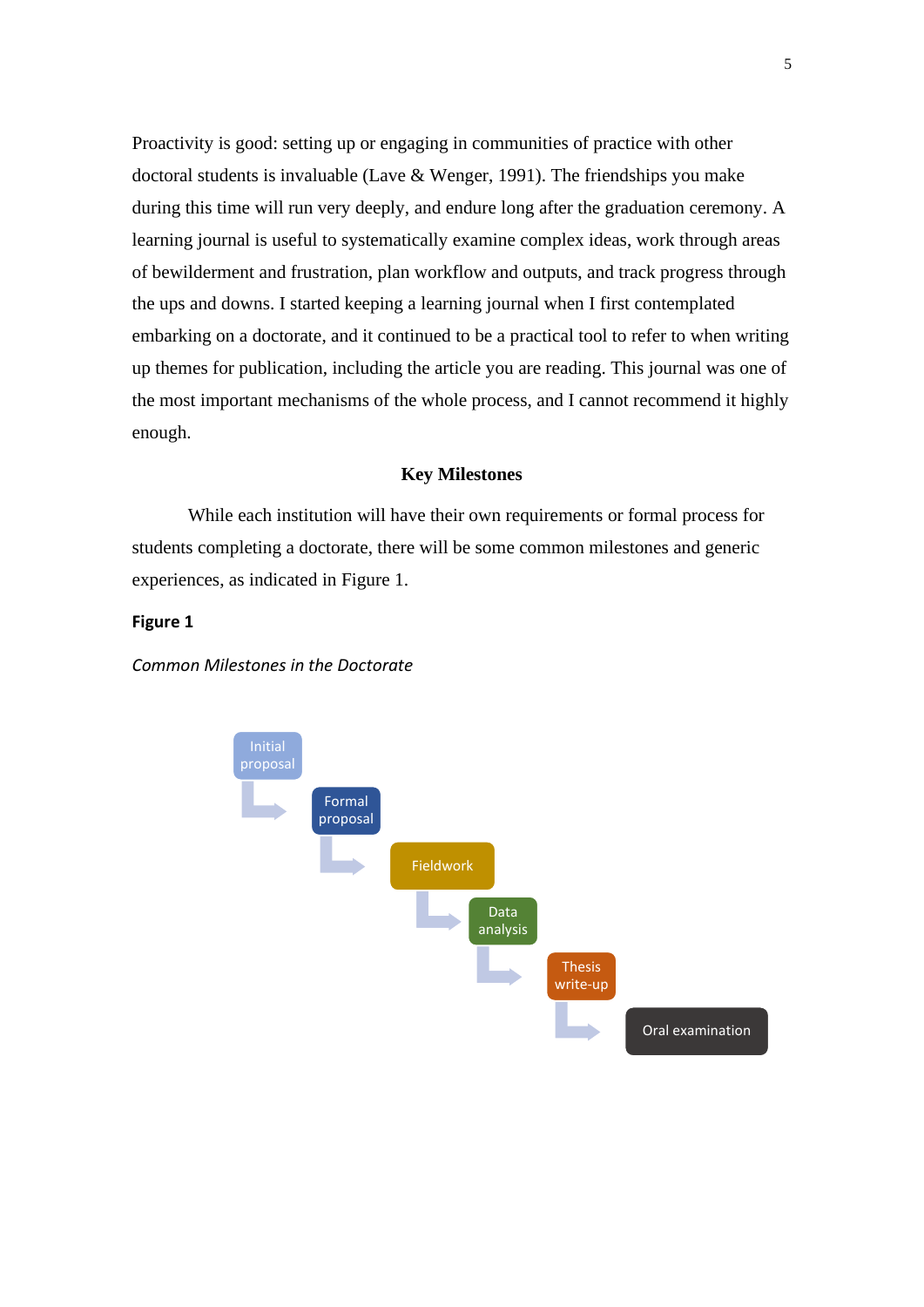Proactivity is good: setting up or engaging in communities of practice with other doctoral students is invaluable (Lave & Wenger, 1991). The friendships you make during this time will run very deeply, and endure long after the graduation ceremony. A learning journal is useful to systematically examine complex ideas, work through areas of bewilderment and frustration, plan workflow and outputs, and track progress through the ups and downs. I started keeping a learning journal when I first contemplated embarking on a doctorate, and it continued to be a practical tool to refer to when writing up themes for publication, including the article you are reading. This journal was one of the most important mechanisms of the whole process, and I cannot recommend it highly enough.

## Key Milestones

While each institution will have their own requirements or formal process for students completing a doctorate, there will be some common milestones and generic experiences, as indicated in Figure 1.

**Figure 1**

*Common Milestones in the Doctorate*

Initial proposal → Formal proposal → Fieldwork → Data analysis → Thesis write-up → Oral examination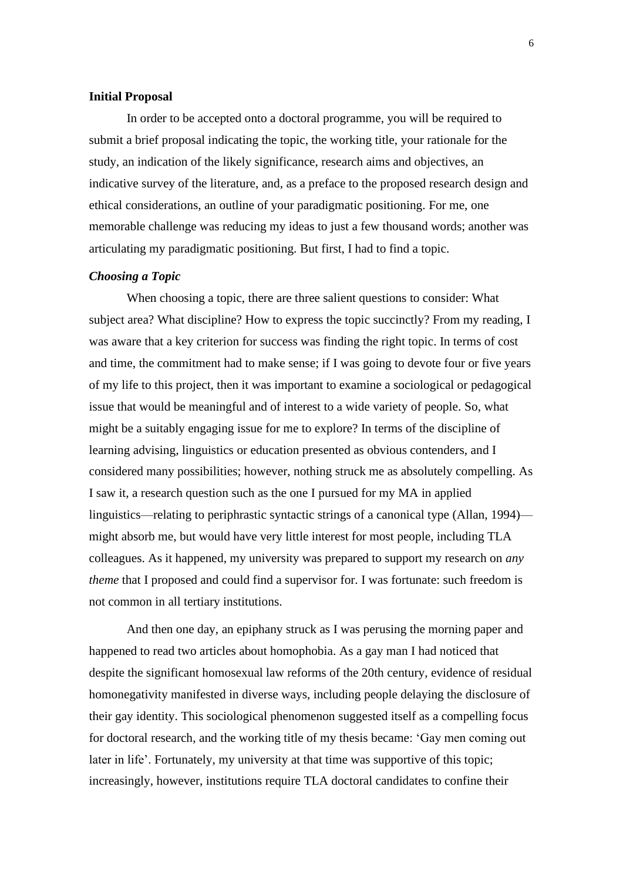**Initial Proposal**

In order to be accepted onto a doctoral programme, you will be required to submit a brief proposal indicating the topic, the working title, your rationale for the study, an indication of the likely significance, research aims and objectives, an indicative survey of the literature, and, as a preface to the proposed research design and ethical considerations, an outline of your paradigmatic positioning. For me, one memorable challenge was reducing my ideas to just a few thousand words; another was articulating my paradigmatic positioning. But first, I had to find a topic.

***Choosing a Topic***

When choosing a topic, there are three salient questions to consider: What subject area? What discipline? How to express the topic succinctly? From my reading, I was aware that a key criterion for success was finding the right topic. In terms of cost and time, the commitment had to make sense; if I was going to devote four or five years of my life to this project, then it was important to examine a sociological or pedagogical issue that would be meaningful and of interest to a wide variety of people. So, what might be a suitably engaging issue for me to explore? In terms of the discipline of learning advising, linguistics or education presented as obvious contenders, and I considered many possibilities; however, nothing struck me as absolutely compelling. As I saw it, a research question such as the one I pursued for my MA in applied linguistics—relating to periphrastic syntactic strings of a canonical type (Allan, 1994)—might absorb me, but would have very little interest for most people, including TLA colleagues. As it happened, my university was prepared to support my research on *any theme* that I proposed and could find a supervisor for. I was fortunate: such freedom is not common in all tertiary institutions.

And then one day, an epiphany struck as I was perusing the morning paper and happened to read two articles about homophobia. As a gay man I had noticed that despite the significant homosexual law reforms of the 20th century, evidence of residual homonegativity manifested in diverse ways, including people delaying the disclosure of their gay identity. This sociological phenomenon suggested itself as a compelling focus for doctoral research, and the working title of my thesis became: 'Gay men coming out later in life'. Fortunately, my university at that time was supportive of this topic; increasingly, however, institutions require TLA doctoral candidates to confine their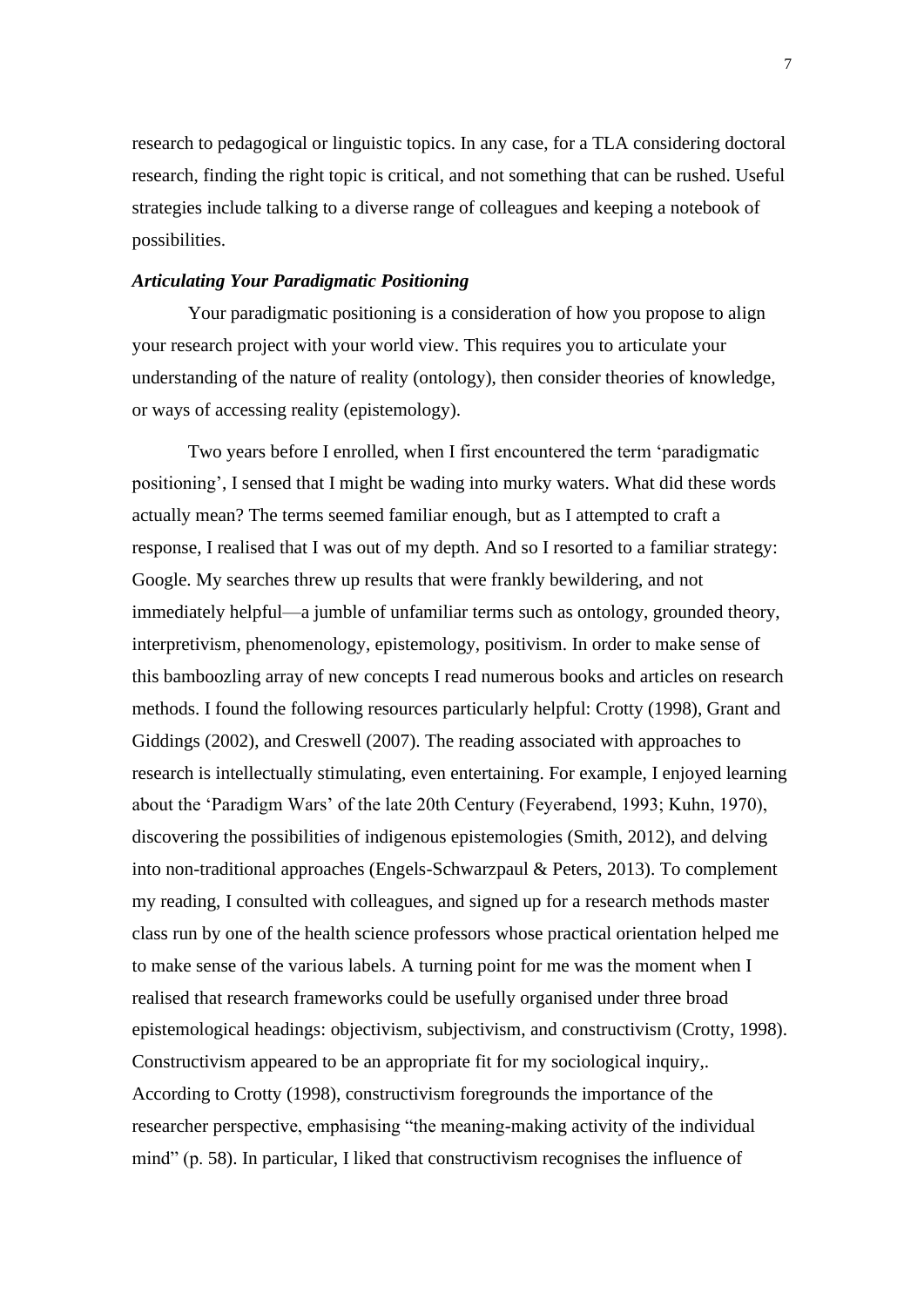research to pedagogical or linguistic topics. In any case, for a TLA considering doctoral research, finding the right topic is critical, and not something that can be rushed. Useful strategies include talking to a diverse range of colleagues and keeping a notebook of possibilities.

### *Articulating Your Paradigmatic Positioning*

Your paradigmatic positioning is a consideration of how you propose to align your research project with your world view. This requires you to articulate your understanding of the nature of reality (ontology), then consider theories of knowledge, or ways of accessing reality (epistemology).

Two years before I enrolled, when I first encountered the term 'paradigmatic positioning', I sensed that I might be wading into murky waters. What did these words actually mean? The terms seemed familiar enough, but as I attempted to craft a response, I realised that I was out of my depth. And so I resorted to a familiar strategy: Google. My searches threw up results that were frankly bewildering, and not immediately helpful—a jumble of unfamiliar terms such as ontology, grounded theory, interpretivism, phenomenology, epistemology, positivism. In order to make sense of this bamboozling array of new concepts I read numerous books and articles on research methods. I found the following resources particularly helpful: Crotty (1998), Grant and Giddings (2002), and Creswell (2007). The reading associated with approaches to research is intellectually stimulating, even entertaining. For example, I enjoyed learning about the 'Paradigm Wars' of the late 20th Century (Feyerabend, 1993; Kuhn, 1970), discovering the possibilities of indigenous epistemologies (Smith, 2012), and delving into non-traditional approaches (Engels-Schwarzpaul & Peters, 2013). To complement my reading, I consulted with colleagues, and signed up for a research methods master class run by one of the health science professors whose practical orientation helped me to make sense of the various labels. A turning point for me was the moment when I realised that research frameworks could be usefully organised under three broad epistemological headings: objectivism, subjectivism, and constructivism (Crotty, 1998). Constructivism appeared to be an appropriate fit for my sociological inquiry,. According to Crotty (1998), constructivism foregrounds the importance of the researcher perspective, emphasising "the meaning-making activity of the individual mind" (p. 58). In particular, I liked that constructivism recognises the influence of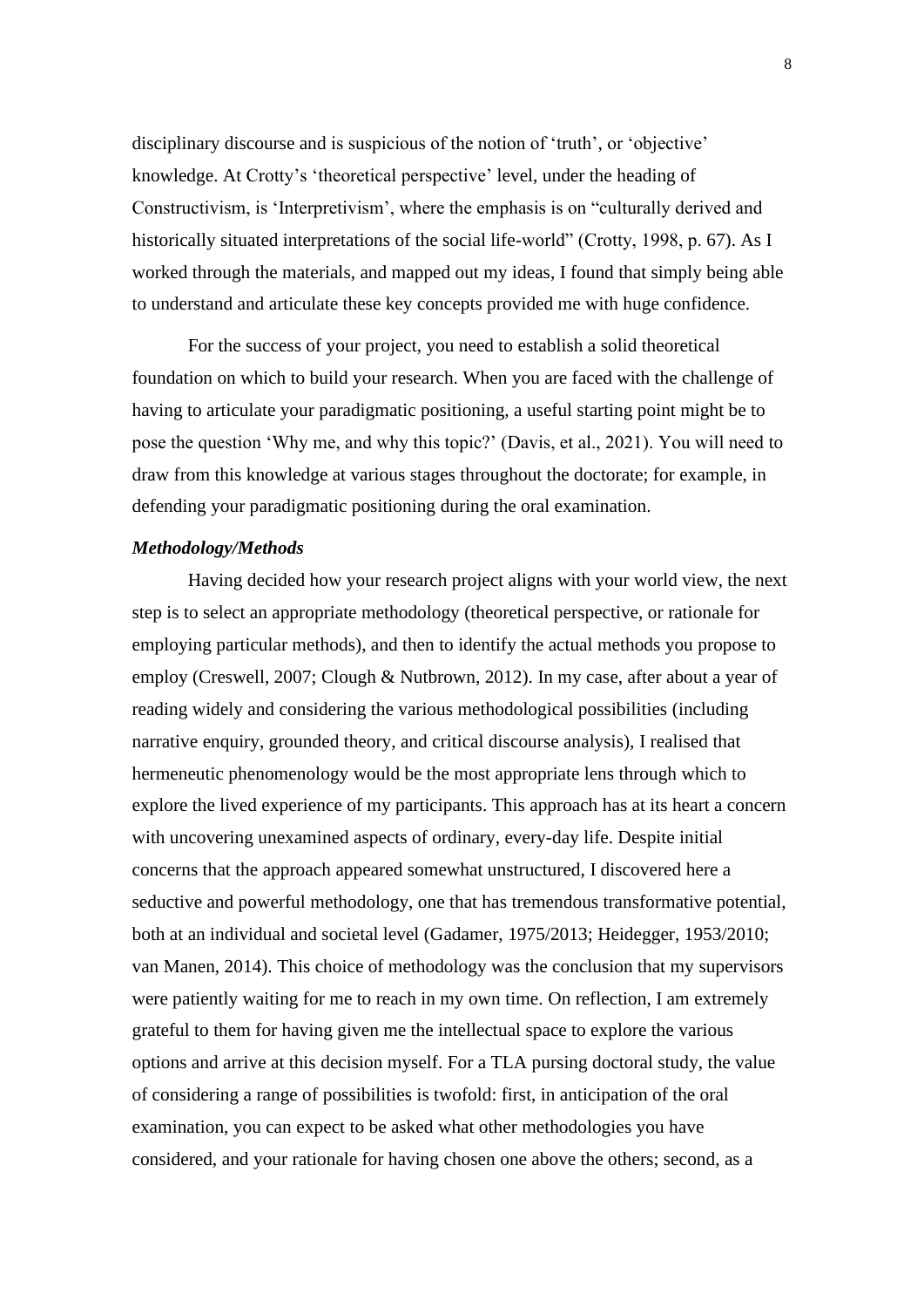disciplinary discourse and is suspicious of the notion of 'truth', or 'objective' knowledge. At Crotty's 'theoretical perspective' level, under the heading of Constructivism, is 'Interpretivism', where the emphasis is on "culturally derived and historically situated interpretations of the social life-world" (Crotty, 1998, p. 67). As I worked through the materials, and mapped out my ideas, I found that simply being able to understand and articulate these key concepts provided me with huge confidence.

For the success of your project, you need to establish a solid theoretical foundation on which to build your research. When you are faced with the challenge of having to articulate your paradigmatic positioning, a useful starting point might be to pose the question 'Why me, and why this topic?' (Davis, et al., 2021). You will need to draw from this knowledge at various stages throughout the doctorate; for example, in defending your paradigmatic positioning during the oral examination.

***Methodology/Methods***

Having decided how your research project aligns with your world view, the next step is to select an appropriate methodology (theoretical perspective, or rationale for employing particular methods), and then to identify the actual methods you propose to employ (Creswell, 2007; Clough & Nutbrown, 2012). In my case, after about a year of reading widely and considering the various methodological possibilities (including narrative enquiry, grounded theory, and critical discourse analysis), I realised that hermeneutic phenomenology would be the most appropriate lens through which to explore the lived experience of my participants. This approach has at its heart a concern with uncovering unexamined aspects of ordinary, every-day life. Despite initial concerns that the approach appeared somewhat unstructured, I discovered here a seductive and powerful methodology, one that has tremendous transformative potential, both at an individual and societal level (Gadamer, 1975/2013; Heidegger, 1953/2010; van Manen, 2014). This choice of methodology was the conclusion that my supervisors were patiently waiting for me to reach in my own time. On reflection, I am extremely grateful to them for having given me the intellectual space to explore the various options and arrive at this decision myself. For a TLA pursing doctoral study, the value of considering a range of possibilities is twofold: first, in anticipation of the oral examination, you can expect to be asked what other methodologies you have considered, and your rationale for having chosen one above the others; second, as a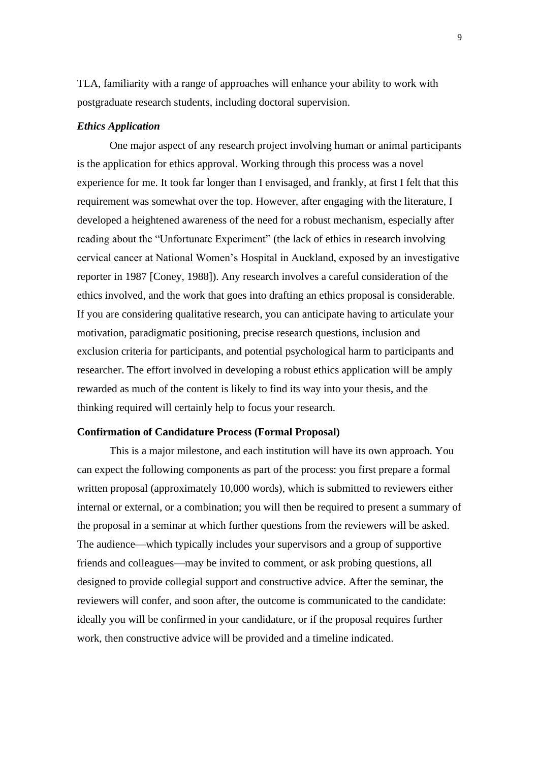TLA, familiarity with a range of approaches will enhance your ability to work with postgraduate research students, including doctoral supervision.

### *Ethics Application*

One major aspect of any research project involving human or animal participants is the application for ethics approval. Working through this process was a novel experience for me. It took far longer than I envisaged, and frankly, at first I felt that this requirement was somewhat over the top. However, after engaging with the literature, I developed a heightened awareness of the need for a robust mechanism, especially after reading about the "Unfortunate Experiment" (the lack of ethics in research involving cervical cancer at National Women's Hospital in Auckland, exposed by an investigative reporter in 1987 [Coney, 1988]). Any research involves a careful consideration of the ethics involved, and the work that goes into drafting an ethics proposal is considerable. If you are considering qualitative research, you can anticipate having to articulate your motivation, paradigmatic positioning, precise research questions, inclusion and exclusion criteria for participants, and potential psychological harm to participants and researcher. The effort involved in developing a robust ethics application will be amply rewarded as much of the content is likely to find its way into your thesis, and the thinking required will certainly help to focus your research.

## Confirmation of Candidature Process (Formal Proposal)

This is a major milestone, and each institution will have its own approach. You can expect the following components as part of the process: you first prepare a formal written proposal (approximately 10,000 words), which is submitted to reviewers either internal or external, or a combination; you will then be required to present a summary of the proposal in a seminar at which further questions from the reviewers will be asked. The audience—which typically includes your supervisors and a group of supportive friends and colleagues—may be invited to comment, or ask probing questions, all designed to provide collegial support and constructive advice. After the seminar, the reviewers will confer, and soon after, the outcome is communicated to the candidate: ideally you will be confirmed in your candidature, or if the proposal requires further work, then constructive advice will be provided and a timeline indicated.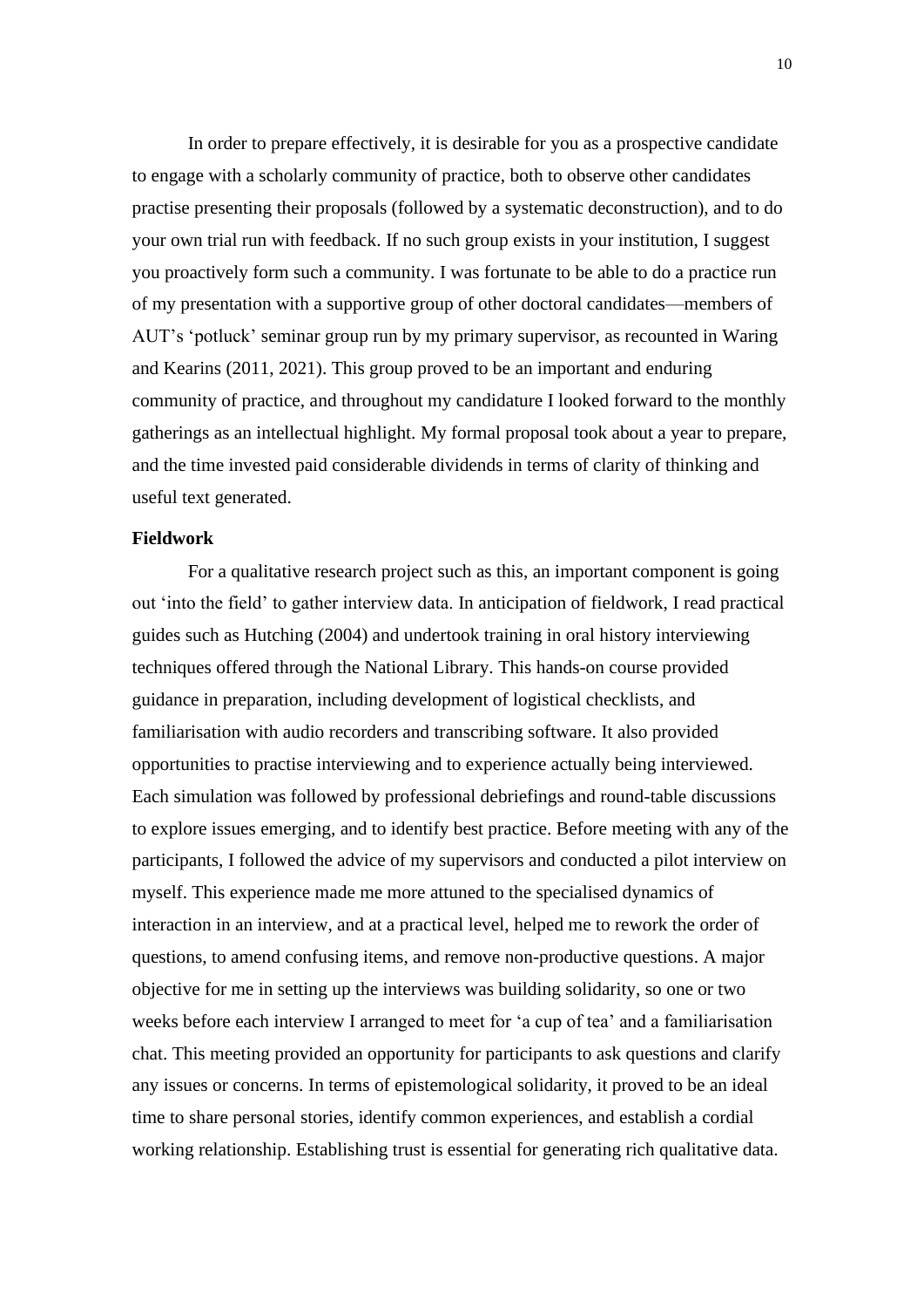In order to prepare effectively, it is desirable for you as a prospective candidate to engage with a scholarly community of practice, both to observe other candidates practise presenting their proposals (followed by a systematic deconstruction), and to do your own trial run with feedback. If no such group exists in your institution, I suggest you proactively form such a community. I was fortunate to be able to do a practice run of my presentation with a supportive group of other doctoral candidates—members of AUT's 'potluck' seminar group run by my primary supervisor, as recounted in Waring and Kearins (2011, 2021). This group proved to be an important and enduring community of practice, and throughout my candidature I looked forward to the monthly gatherings as an intellectual highlight. My formal proposal took about a year to prepare, and the time invested paid considerable dividends in terms of clarity of thinking and useful text generated.

**Fieldwork**

For a qualitative research project such as this, an important component is going out 'into the field' to gather interview data. In anticipation of fieldwork, I read practical guides such as Hutching (2004) and undertook training in oral history interviewing techniques offered through the National Library. This hands-on course provided guidance in preparation, including development of logistical checklists, and familiarisation with audio recorders and transcribing software. It also provided opportunities to practise interviewing and to experience actually being interviewed. Each simulation was followed by professional debriefings and round-table discussions to explore issues emerging, and to identify best practice. Before meeting with any of the participants, I followed the advice of my supervisors and conducted a pilot interview on myself. This experience made me more attuned to the specialised dynamics of interaction in an interview, and at a practical level, helped me to rework the order of questions, to amend confusing items, and remove non-productive questions. A major objective for me in setting up the interviews was building solidarity, so one or two weeks before each interview I arranged to meet for 'a cup of tea' and a familiarisation chat. This meeting provided an opportunity for participants to ask questions and clarify any issues or concerns. In terms of epistemological solidarity, it proved to be an ideal time to share personal stories, identify common experiences, and establish a cordial working relationship. Establishing trust is essential for generating rich qualitative data.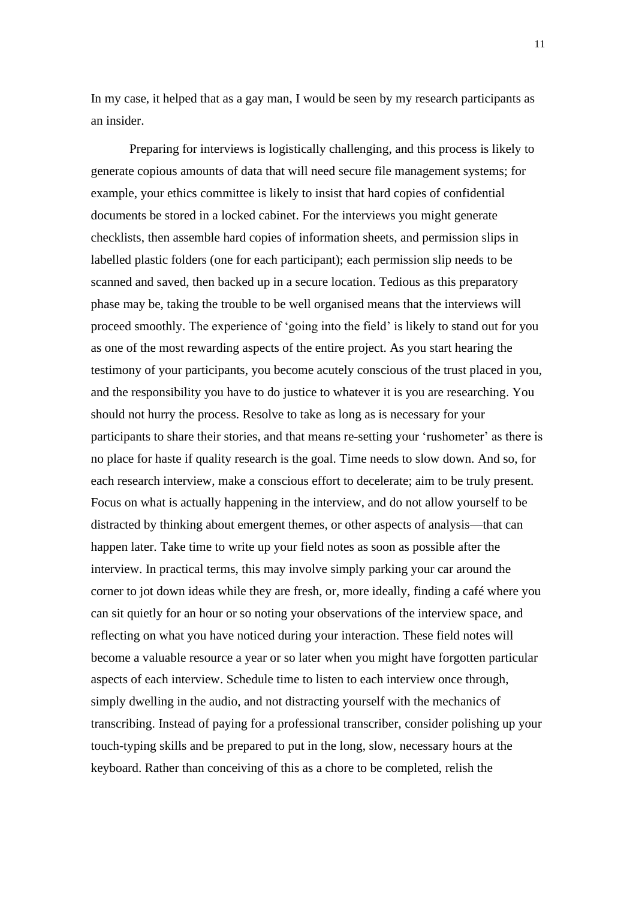In my case, it helped that as a gay man, I would be seen by my research participants as an insider.

Preparing for interviews is logistically challenging, and this process is likely to generate copious amounts of data that will need secure file management systems; for example, your ethics committee is likely to insist that hard copies of confidential documents be stored in a locked cabinet. For the interviews you might generate checklists, then assemble hard copies of information sheets, and permission slips in labelled plastic folders (one for each participant); each permission slip needs to be scanned and saved, then backed up in a secure location. Tedious as this preparatory phase may be, taking the trouble to be well organised means that the interviews will proceed smoothly. The experience of 'going into the field' is likely to stand out for you as one of the most rewarding aspects of the entire project. As you start hearing the testimony of your participants, you become acutely conscious of the trust placed in you, and the responsibility you have to do justice to whatever it is you are researching. You should not hurry the process. Resolve to take as long as is necessary for your participants to share their stories, and that means re-setting your 'rushometer' as there is no place for haste if quality research is the goal. Time needs to slow down. And so, for each research interview, make a conscious effort to decelerate; aim to be truly present. Focus on what is actually happening in the interview, and do not allow yourself to be distracted by thinking about emergent themes, or other aspects of analysis—that can happen later. Take time to write up your field notes as soon as possible after the interview. In practical terms, this may involve simply parking your car around the corner to jot down ideas while they are fresh, or, more ideally, finding a café where you can sit quietly for an hour or so noting your observations of the interview space, and reflecting on what you have noticed during your interaction. These field notes will become a valuable resource a year or so later when you might have forgotten particular aspects of each interview. Schedule time to listen to each interview once through, simply dwelling in the audio, and not distracting yourself with the mechanics of transcribing. Instead of paying for a professional transcriber, consider polishing up your touch-typing skills and be prepared to put in the long, slow, necessary hours at the keyboard. Rather than conceiving of this as a chore to be completed, relish the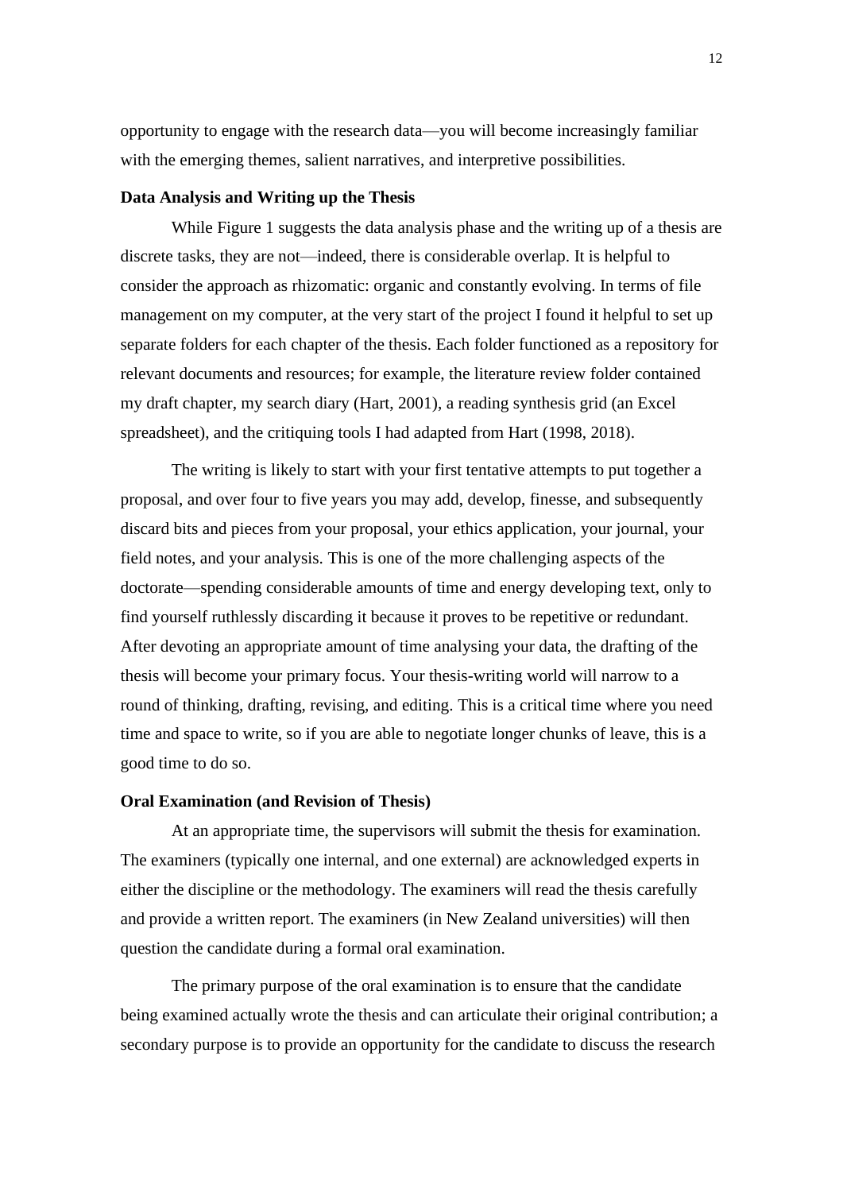opportunity to engage with the research data—you will become increasingly familiar with the emerging themes, salient narratives, and interpretive possibilities.

**Data Analysis and Writing up the Thesis**

While Figure 1 suggests the data analysis phase and the writing up of a thesis are discrete tasks, they are not—indeed, there is considerable overlap. It is helpful to consider the approach as rhizomatic: organic and constantly evolving. In terms of file management on my computer, at the very start of the project I found it helpful to set up separate folders for each chapter of the thesis. Each folder functioned as a repository for relevant documents and resources; for example, the literature review folder contained my draft chapter, my search diary (Hart, 2001), a reading synthesis grid (an Excel spreadsheet), and the critiquing tools I had adapted from Hart (1998, 2018).

The writing is likely to start with your first tentative attempts to put together a proposal, and over four to five years you may add, develop, finesse, and subsequently discard bits and pieces from your proposal, your ethics application, your journal, your field notes, and your analysis. This is one of the more challenging aspects of the doctorate—spending considerable amounts of time and energy developing text, only to find yourself ruthlessly discarding it because it proves to be repetitive or redundant. After devoting an appropriate amount of time analysing your data, the drafting of the thesis will become your primary focus. Your thesis-writing world will narrow to a round of thinking, drafting, revising, and editing. This is a critical time where you need time and space to write, so if you are able to negotiate longer chunks of leave, this is a good time to do so.

**Oral Examination (and Revision of Thesis)**

At an appropriate time, the supervisors will submit the thesis for examination. The examiners (typically one internal, and one external) are acknowledged experts in either the discipline or the methodology. The examiners will read the thesis carefully and provide a written report. The examiners (in New Zealand universities) will then question the candidate during a formal oral examination.

The primary purpose of the oral examination is to ensure that the candidate being examined actually wrote the thesis and can articulate their original contribution; a secondary purpose is to provide an opportunity for the candidate to discuss the research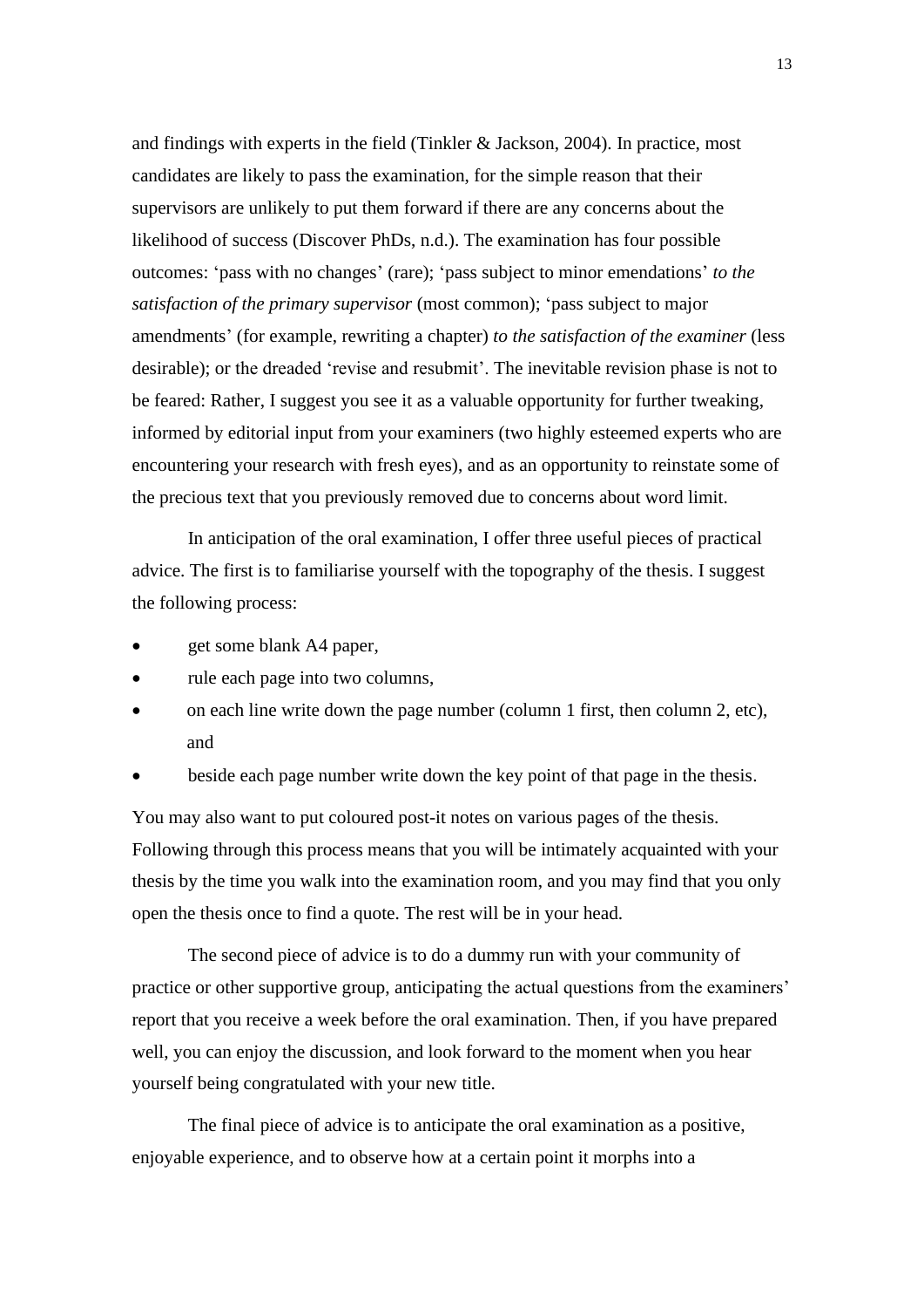and findings with experts in the field (Tinkler & Jackson, 2004). In practice, most candidates are likely to pass the examination, for the simple reason that their supervisors are unlikely to put them forward if there are any concerns about the likelihood of success (Discover PhDs, n.d.). The examination has four possible outcomes: 'pass with no changes' (rare); 'pass subject to minor emendations' *to the satisfaction of the primary supervisor* (most common); 'pass subject to major amendments' (for example, rewriting a chapter) *to the satisfaction of the examiner* (less desirable); or the dreaded 'revise and resubmit'. The inevitable revision phase is not to be feared: Rather, I suggest you see it as a valuable opportunity for further tweaking, informed by editorial input from your examiners (two highly esteemed experts who are encountering your research with fresh eyes), and as an opportunity to reinstate some of the precious text that you previously removed due to concerns about word limit.

In anticipation of the oral examination, I offer three useful pieces of practical advice. The first is to familiarise yourself with the topography of the thesis. I suggest the following process:

- get some blank A4 paper,
- rule each page into two columns,
- on each line write down the page number (column 1 first, then column 2, etc), and
- beside each page number write down the key point of that page in the thesis.

You may also want to put coloured post-it notes on various pages of the thesis. Following through this process means that you will be intimately acquainted with your thesis by the time you walk into the examination room, and you may find that you only open the thesis once to find a quote. The rest will be in your head.

The second piece of advice is to do a dummy run with your community of practice or other supportive group, anticipating the actual questions from the examiners' report that you receive a week before the oral examination. Then, if you have prepared well, you can enjoy the discussion, and look forward to the moment when you hear yourself being congratulated with your new title.

The final piece of advice is to anticipate the oral examination as a positive, enjoyable experience, and to observe how at a certain point it morphs into a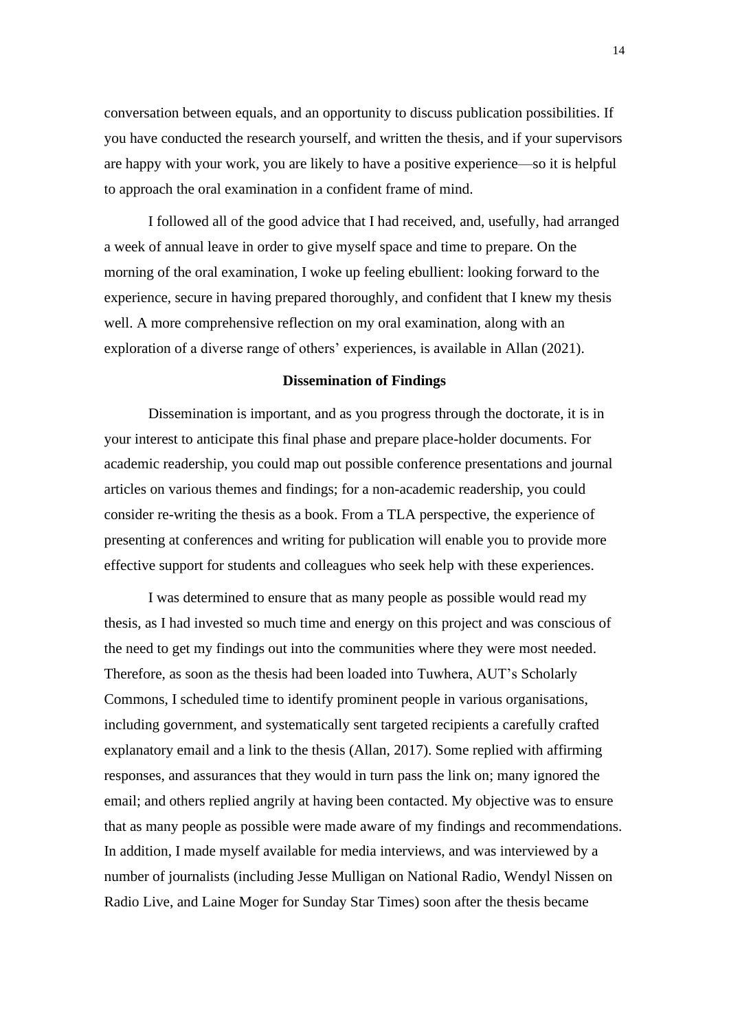conversation between equals, and an opportunity to discuss publication possibilities. If you have conducted the research yourself, and written the thesis, and if your supervisors are happy with your work, you are likely to have a positive experience—so it is helpful to approach the oral examination in a confident frame of mind.

I followed all of the good advice that I had received, and, usefully, had arranged a week of annual leave in order to give myself space and time to prepare. On the morning of the oral examination, I woke up feeling ebullient: looking forward to the experience, secure in having prepared thoroughly, and confident that I knew my thesis well. A more comprehensive reflection on my oral examination, along with an exploration of a diverse range of others' experiences, is available in Allan (2021).

## Dissemination of Findings

Dissemination is important, and as you progress through the doctorate, it is in your interest to anticipate this final phase and prepare place-holder documents. For academic readership, you could map out possible conference presentations and journal articles on various themes and findings; for a non-academic readership, you could consider re-writing the thesis as a book. From a TLA perspective, the experience of presenting at conferences and writing for publication will enable you to provide more effective support for students and colleagues who seek help with these experiences.

I was determined to ensure that as many people as possible would read my thesis, as I had invested so much time and energy on this project and was conscious of the need to get my findings out into the communities where they were most needed. Therefore, as soon as the thesis had been loaded into Tuwhera, AUT's Scholarly Commons, I scheduled time to identify prominent people in various organisations, including government, and systematically sent targeted recipients a carefully crafted explanatory email and a link to the thesis (Allan, 2017). Some replied with affirming responses, and assurances that they would in turn pass the link on; many ignored the email; and others replied angrily at having been contacted. My objective was to ensure that as many people as possible were made aware of my findings and recommendations. In addition, I made myself available for media interviews, and was interviewed by a number of journalists (including Jesse Mulligan on National Radio, Wendyl Nissen on Radio Live, and Laine Moger for Sunday Star Times) soon after the thesis became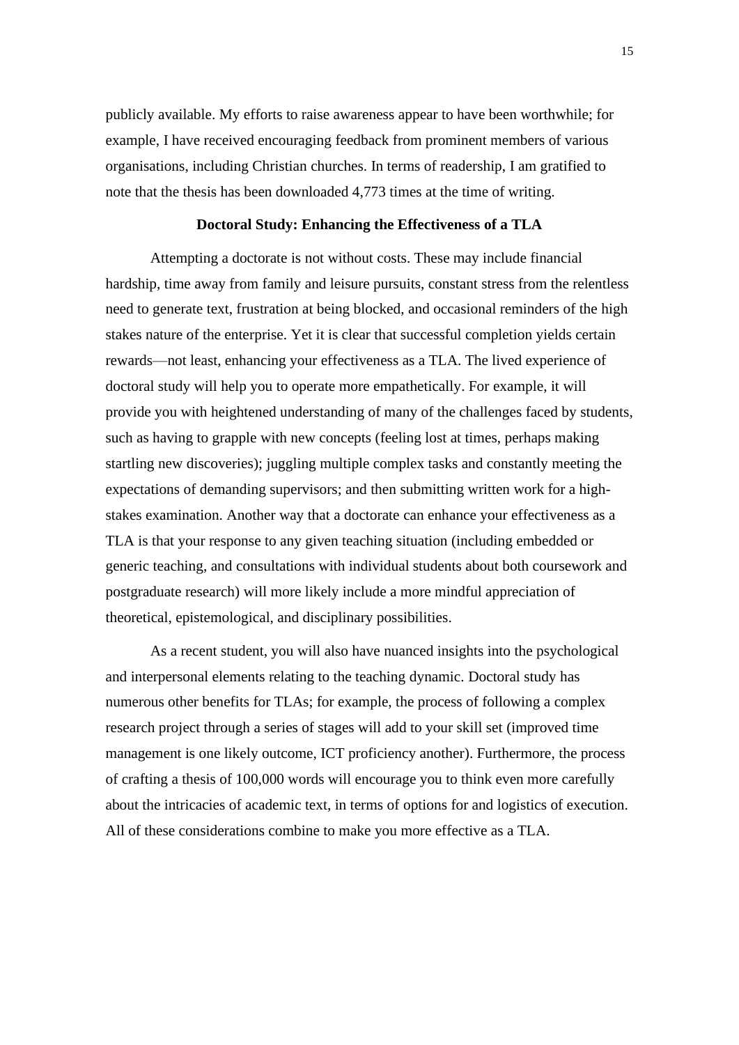publicly available. My efforts to raise awareness appear to have been worthwhile; for example, I have received encouraging feedback from prominent members of various organisations, including Christian churches. In terms of readership, I am gratified to note that the thesis has been downloaded 4,773 times at the time of writing.

## Doctoral Study: Enhancing the Effectiveness of a TLA

Attempting a doctorate is not without costs. These may include financial hardship, time away from family and leisure pursuits, constant stress from the relentless need to generate text, frustration at being blocked, and occasional reminders of the high stakes nature of the enterprise. Yet it is clear that successful completion yields certain rewards—not least, enhancing your effectiveness as a TLA. The lived experience of doctoral study will help you to operate more empathetically. For example, it will provide you with heightened understanding of many of the challenges faced by students, such as having to grapple with new concepts (feeling lost at times, perhaps making startling new discoveries); juggling multiple complex tasks and constantly meeting the expectations of demanding supervisors; and then submitting written work for a high-stakes examination. Another way that a doctorate can enhance your effectiveness as a TLA is that your response to any given teaching situation (including embedded or generic teaching, and consultations with individual students about both coursework and postgraduate research) will more likely include a more mindful appreciation of theoretical, epistemological, and disciplinary possibilities.

As a recent student, you will also have nuanced insights into the psychological and interpersonal elements relating to the teaching dynamic. Doctoral study has numerous other benefits for TLAs; for example, the process of following a complex research project through a series of stages will add to your skill set (improved time management is one likely outcome, ICT proficiency another). Furthermore, the process of crafting a thesis of 100,000 words will encourage you to think even more carefully about the intricacies of academic text, in terms of options for and logistics of execution. All of these considerations combine to make you more effective as a TLA.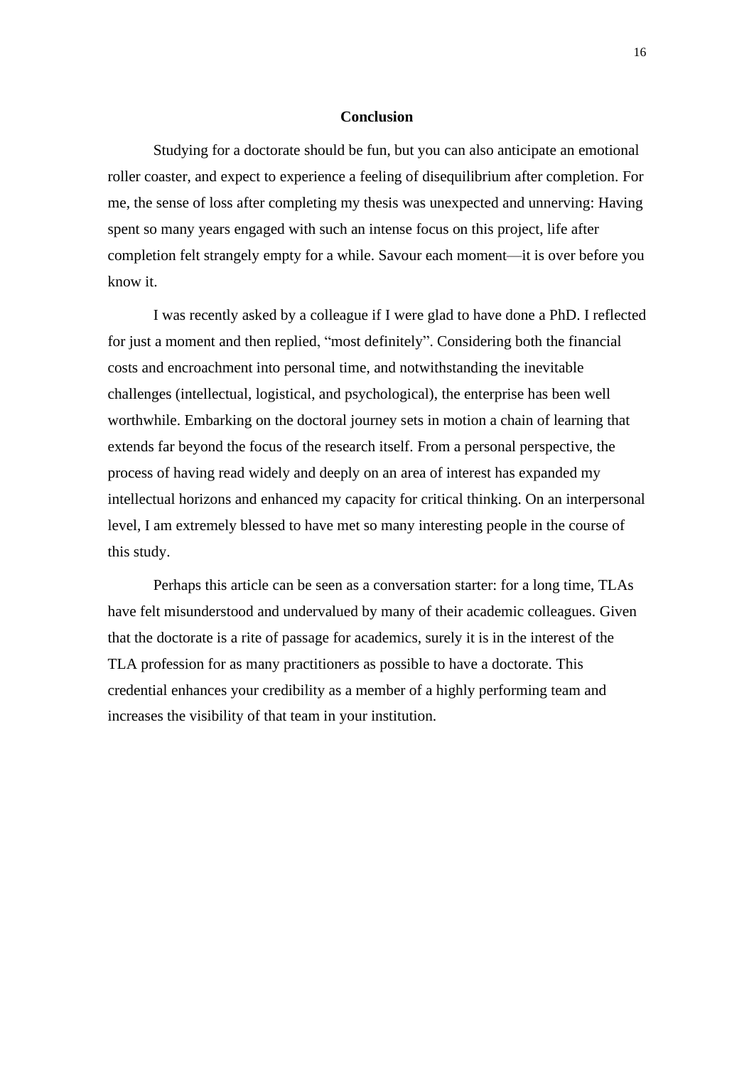## Conclusion

Studying for a doctorate should be fun, but you can also anticipate an emotional roller coaster, and expect to experience a feeling of disequilibrium after completion. For me, the sense of loss after completing my thesis was unexpected and unnerving: Having spent so many years engaged with such an intense focus on this project, life after completion felt strangely empty for a while. Savour each moment—it is over before you know it.

I was recently asked by a colleague if I were glad to have done a PhD. I reflected for just a moment and then replied, "most definitely". Considering both the financial costs and encroachment into personal time, and notwithstanding the inevitable challenges (intellectual, logistical, and psychological), the enterprise has been well worthwhile. Embarking on the doctoral journey sets in motion a chain of learning that extends far beyond the focus of the research itself. From a personal perspective, the process of having read widely and deeply on an area of interest has expanded my intellectual horizons and enhanced my capacity for critical thinking. On an interpersonal level, I am extremely blessed to have met so many interesting people in the course of this study.

Perhaps this article can be seen as a conversation starter: for a long time, TLAs have felt misunderstood and undervalued by many of their academic colleagues. Given that the doctorate is a rite of passage for academics, surely it is in the interest of the TLA profession for as many practitioners as possible to have a doctorate. This credential enhances your credibility as a member of a highly performing team and increases the visibility of that team in your institution.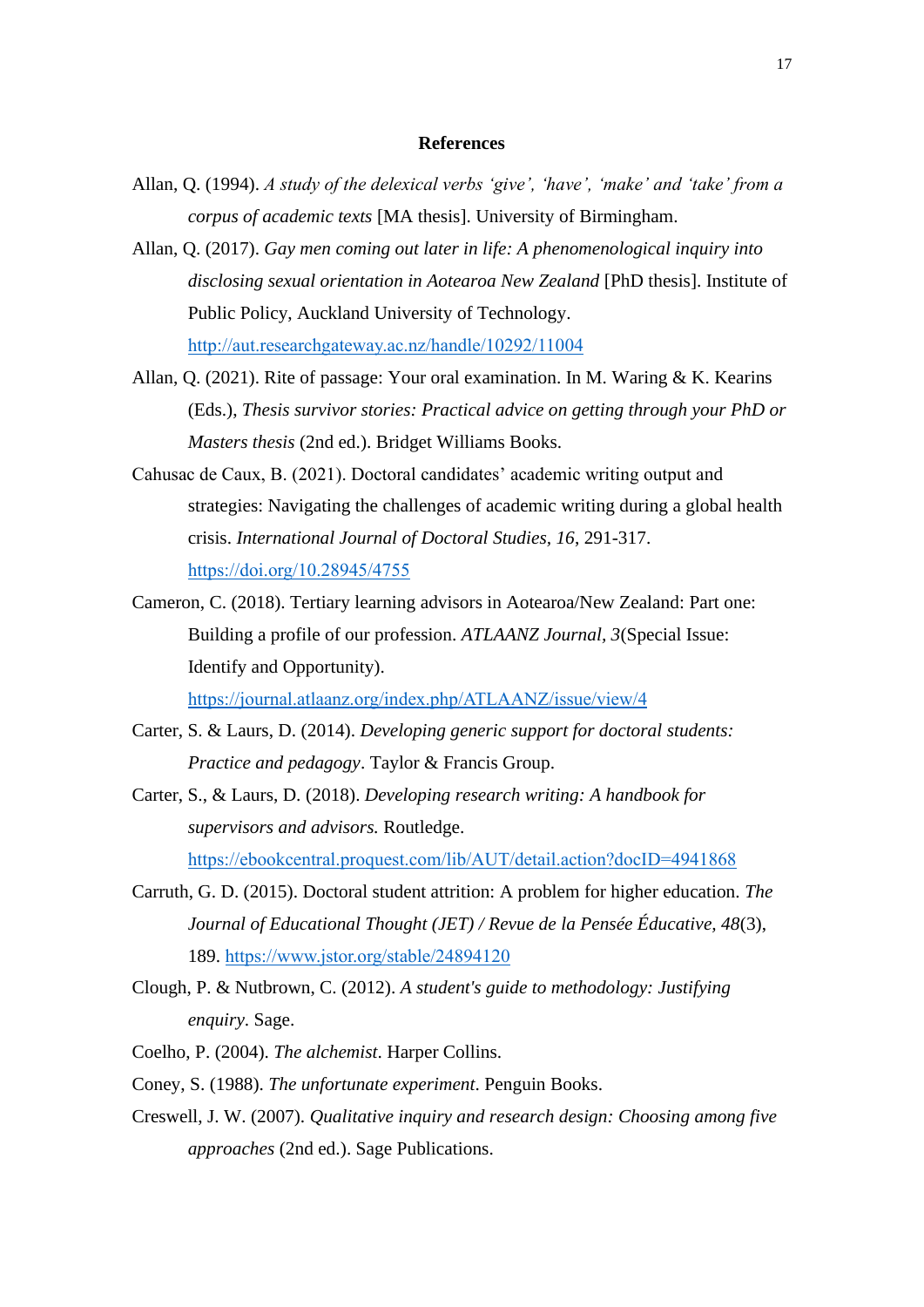## References

Allan, Q. (1994). *A study of the delexical verbs 'give', 'have', 'make' and 'take' from a corpus of academic texts* [MA thesis]. University of Birmingham.

Allan, Q. (2017). *Gay men coming out later in life: A phenomenological inquiry into disclosing sexual orientation in Aotearoa New Zealand* [PhD thesis]. Institute of Public Policy, Auckland University of Technology. http://aut.researchgateway.ac.nz/handle/10292/11004

Allan, Q. (2021). Rite of passage: Your oral examination. In M. Waring & K. Kearins (Eds.), *Thesis survivor stories: Practical advice on getting through your PhD or Masters thesis* (2nd ed.). Bridget Williams Books.

Cahusac de Caux, B. (2021). Doctoral candidates' academic writing output and strategies: Navigating the challenges of academic writing during a global health crisis. *International Journal of Doctoral Studies, 16*, 291-317. https://doi.org/10.28945/4755

Cameron, C. (2018). Tertiary learning advisors in Aotearoa/New Zealand: Part one: Building a profile of our profession. *ATLAANZ Journal, 3*(Special Issue: Identify and Opportunity). https://journal.atlaanz.org/index.php/ATLAANZ/issue/view/4

Carter, S. & Laurs, D. (2014). *Developing generic support for doctoral students: Practice and pedagogy*. Taylor & Francis Group.

Carter, S., & Laurs, D. (2018). *Developing research writing: A handbook for supervisors and advisors.* Routledge. https://ebookcentral.proquest.com/lib/AUT/detail.action?docID=4941868

Carruth, G. D. (2015). Doctoral student attrition: A problem for higher education. *The Journal of Educational Thought (JET) / Revue de la Pensée Éducative, 48*(3), 189. https://www.jstor.org/stable/24894120

Clough, P. & Nutbrown, C. (2012). *A student's guide to methodology: Justifying enquiry*. Sage.

Coelho, P. (2004). *The alchemist*. Harper Collins.

Coney, S. (1988). *The unfortunate experiment*. Penguin Books.

Creswell, J. W. (2007). *Qualitative inquiry and research design: Choosing among five approaches* (2nd ed.). Sage Publications.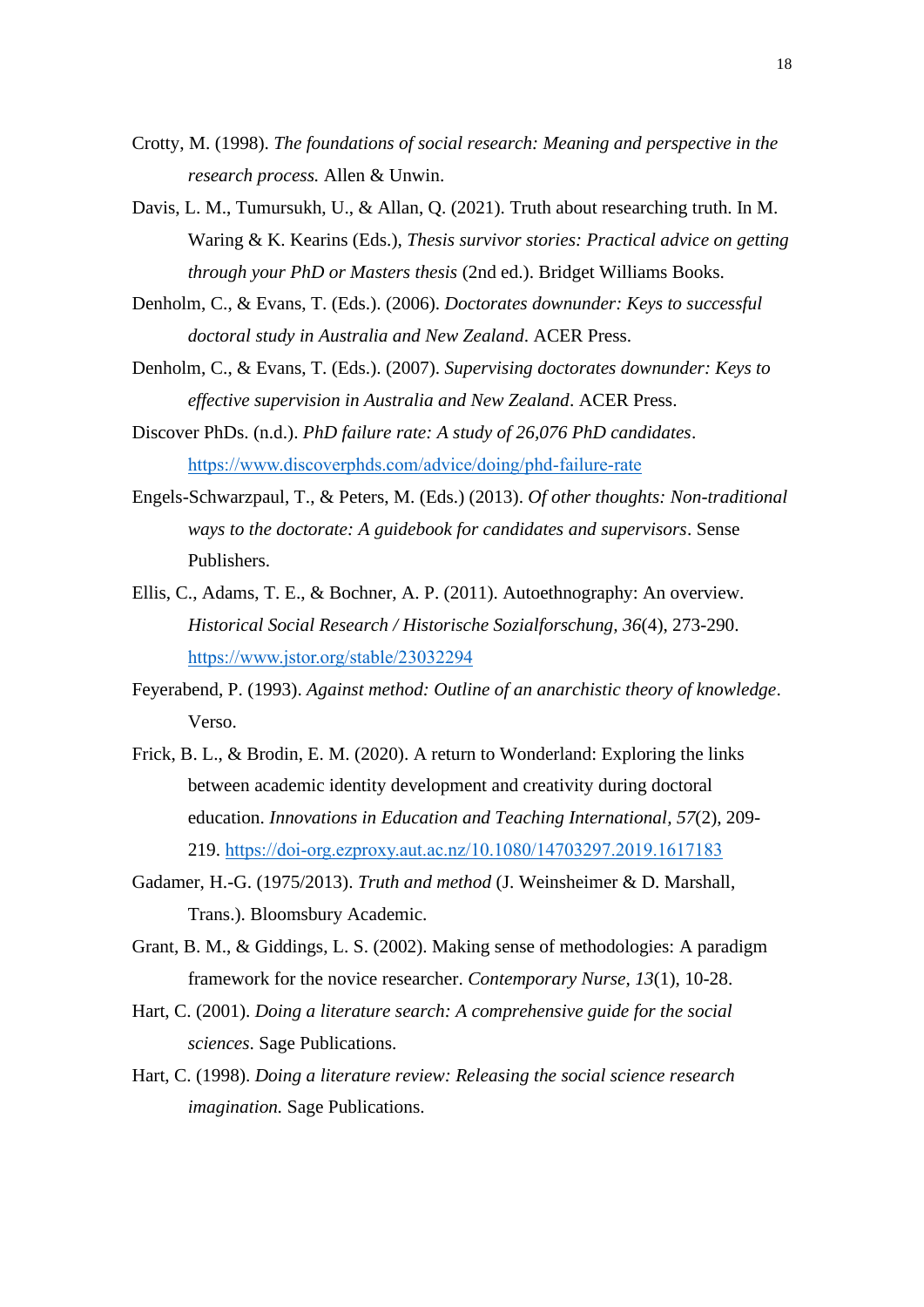Crotty, M. (1998). *The foundations of social research: Meaning and perspective in the research process.* Allen & Unwin.

Davis, L. M., Tumursukh, U., & Allan, Q. (2021). Truth about researching truth. In M. Waring & K. Kearins (Eds.), *Thesis survivor stories: Practical advice on getting through your PhD or Masters thesis* (2nd ed.). Bridget Williams Books.

Denholm, C., & Evans, T. (Eds.). (2006). *Doctorates downunder: Keys to successful doctoral study in Australia and New Zealand*. ACER Press.

Denholm, C., & Evans, T. (Eds.). (2007). *Supervising doctorates downunder: Keys to effective supervision in Australia and New Zealand*. ACER Press.

Discover PhDs. (n.d.). *PhD failure rate: A study of 26,076 PhD candidates*. https://www.discoverphds.com/advice/doing/phd-failure-rate

Engels-Schwarzpaul, T., & Peters, M. (Eds.) (2013). *Of other thoughts: Non-traditional ways to the doctorate: A guidebook for candidates and supervisors*. Sense Publishers.

Ellis, C., Adams, T. E., & Bochner, A. P. (2011). Autoethnography: An overview. *Historical Social Research / Historische Sozialforschung, 36*(4), 273-290. https://www.jstor.org/stable/23032294

Feyerabend, P. (1993). *Against method: Outline of an anarchistic theory of knowledge*. Verso.

Frick, B. L., & Brodin, E. M. (2020). A return to Wonderland: Exploring the links between academic identity development and creativity during doctoral education. *Innovations in Education and Teaching International, 57*(2), 209-219. https://doi-org.ezproxy.aut.ac.nz/10.1080/14703297.2019.1617183

Gadamer, H.-G. (1975/2013). *Truth and method* (J. Weinsheimer & D. Marshall, Trans.). Bloomsbury Academic.

Grant, B. M., & Giddings, L. S. (2002). Making sense of methodologies: A paradigm framework for the novice researcher. *Contemporary Nurse, 13*(1), 10-28.

Hart, C. (2001). *Doing a literature search: A comprehensive guide for the social sciences*. Sage Publications.

Hart, C. (1998). *Doing a literature review: Releasing the social science research imagination.* Sage Publications.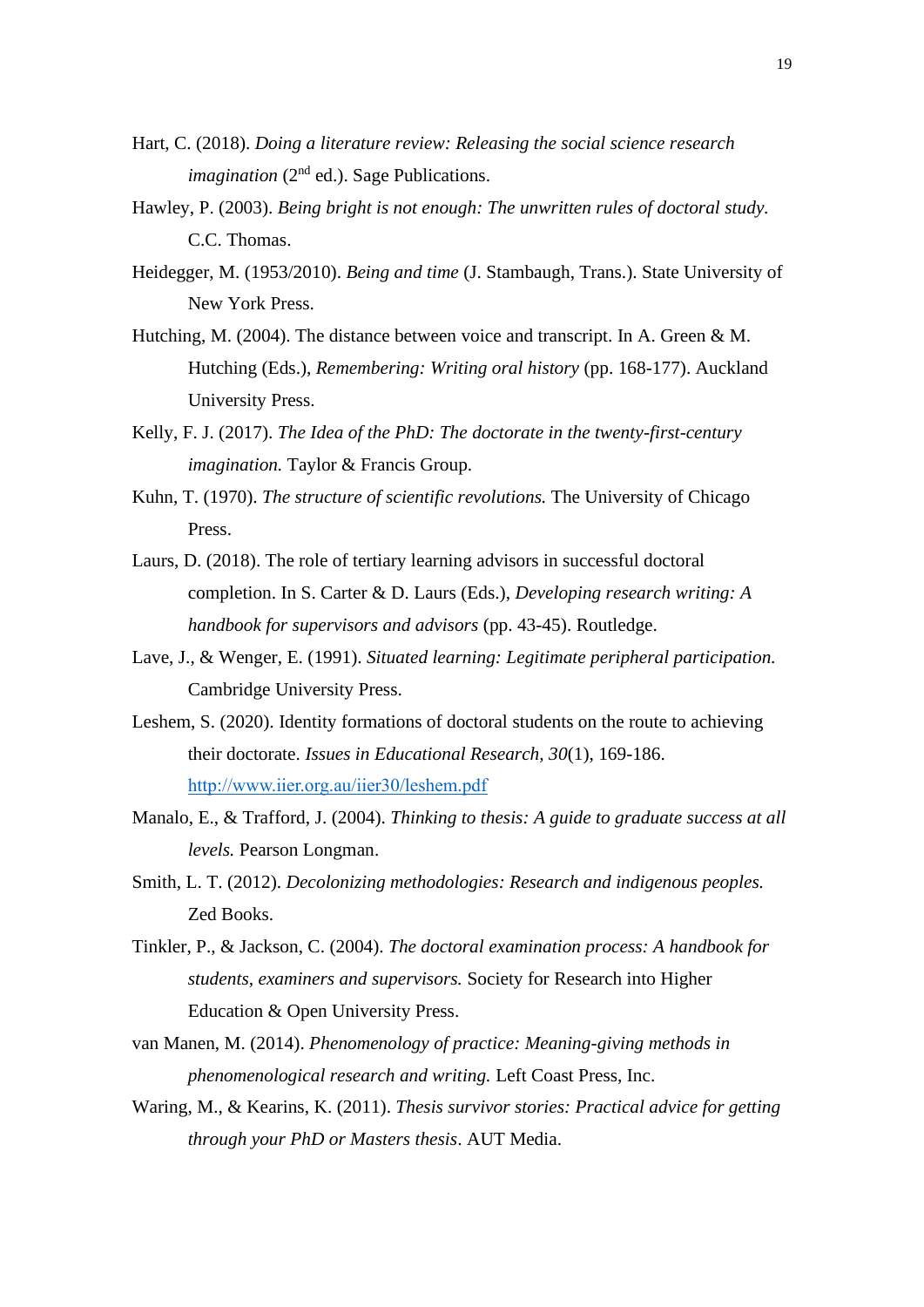Hart, C. (2018). *Doing a literature review: Releasing the social science research imagination* (2nd ed.). Sage Publications.

Hawley, P. (2003). *Being bright is not enough: The unwritten rules of doctoral study.* C.C. Thomas.

Heidegger, M. (1953/2010). *Being and time* (J. Stambaugh, Trans.). State University of New York Press.

Hutching, M. (2004). The distance between voice and transcript. In A. Green & M. Hutching (Eds.), *Remembering: Writing oral history* (pp. 168-177). Auckland University Press.

Kelly, F. J. (2017). *The Idea of the PhD: The doctorate in the twenty-first-century imagination.* Taylor & Francis Group.

Kuhn, T. (1970). *The structure of scientific revolutions.* The University of Chicago Press.

Laurs, D. (2018). The role of tertiary learning advisors in successful doctoral completion. In S. Carter & D. Laurs (Eds.), *Developing research writing: A handbook for supervisors and advisors* (pp. 43-45). Routledge.

Lave, J., & Wenger, E. (1991). *Situated learning: Legitimate peripheral participation.* Cambridge University Press.

Leshem, S. (2020). Identity formations of doctoral students on the route to achieving their doctorate. *Issues in Educational Research, 30*(1), 169-186. http://www.iier.org.au/iier30/leshem.pdf

Manalo, E., & Trafford, J. (2004). *Thinking to thesis: A guide to graduate success at all levels.* Pearson Longman.

Smith, L. T. (2012). *Decolonizing methodologies: Research and indigenous peoples.* Zed Books.

Tinkler, P., & Jackson, C. (2004). *The doctoral examination process: A handbook for students, examiners and supervisors.* Society for Research into Higher Education & Open University Press.

van Manen, M. (2014). *Phenomenology of practice: Meaning-giving methods in phenomenological research and writing.* Left Coast Press, Inc.

Waring, M., & Kearins, K. (2011). *Thesis survivor stories: Practical advice for getting through your PhD or Masters thesis*. AUT Media.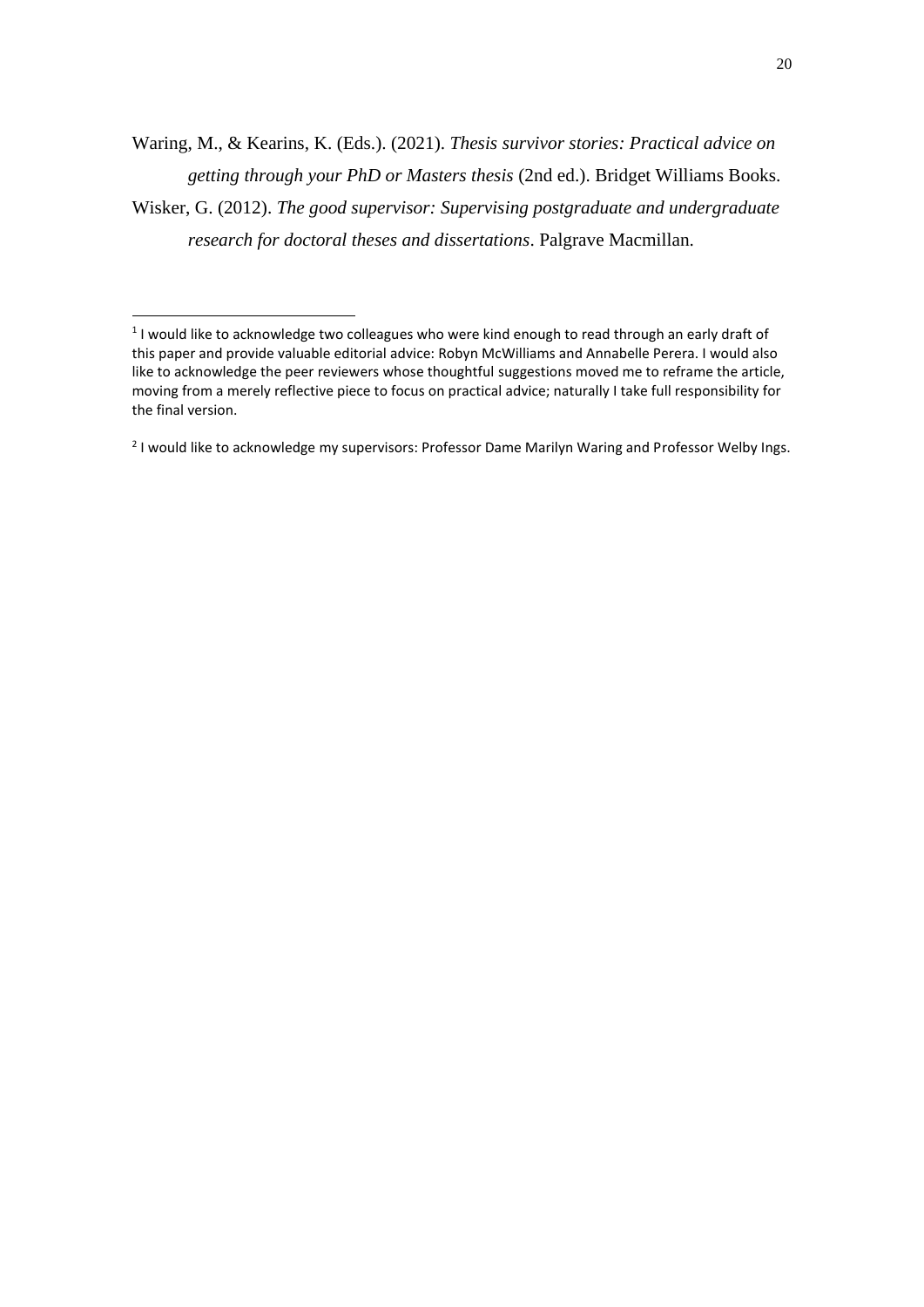Waring, M., & Kearins, K. (Eds.). (2021). *Thesis survivor stories: Practical advice on getting through your PhD or Masters thesis* (2nd ed.). Bridget Williams Books.

Wisker, G. (2012). *The good supervisor: Supervising postgraduate and undergraduate research for doctoral theses and dissertations*. Palgrave Macmillan.

---

[1] I would like to acknowledge two colleagues who were kind enough to read through an early draft of this paper and provide valuable editorial advice: Robyn McWilliams and Annabelle Perera. I would also like to acknowledge the peer reviewers whose thoughtful suggestions moved me to reframe the article, moving from a merely reflective piece to focus on practical advice; naturally I take full responsibility for the final version.

[2] I would like to acknowledge my supervisors: Professor Dame Marilyn Waring and Professor Welby Ings.